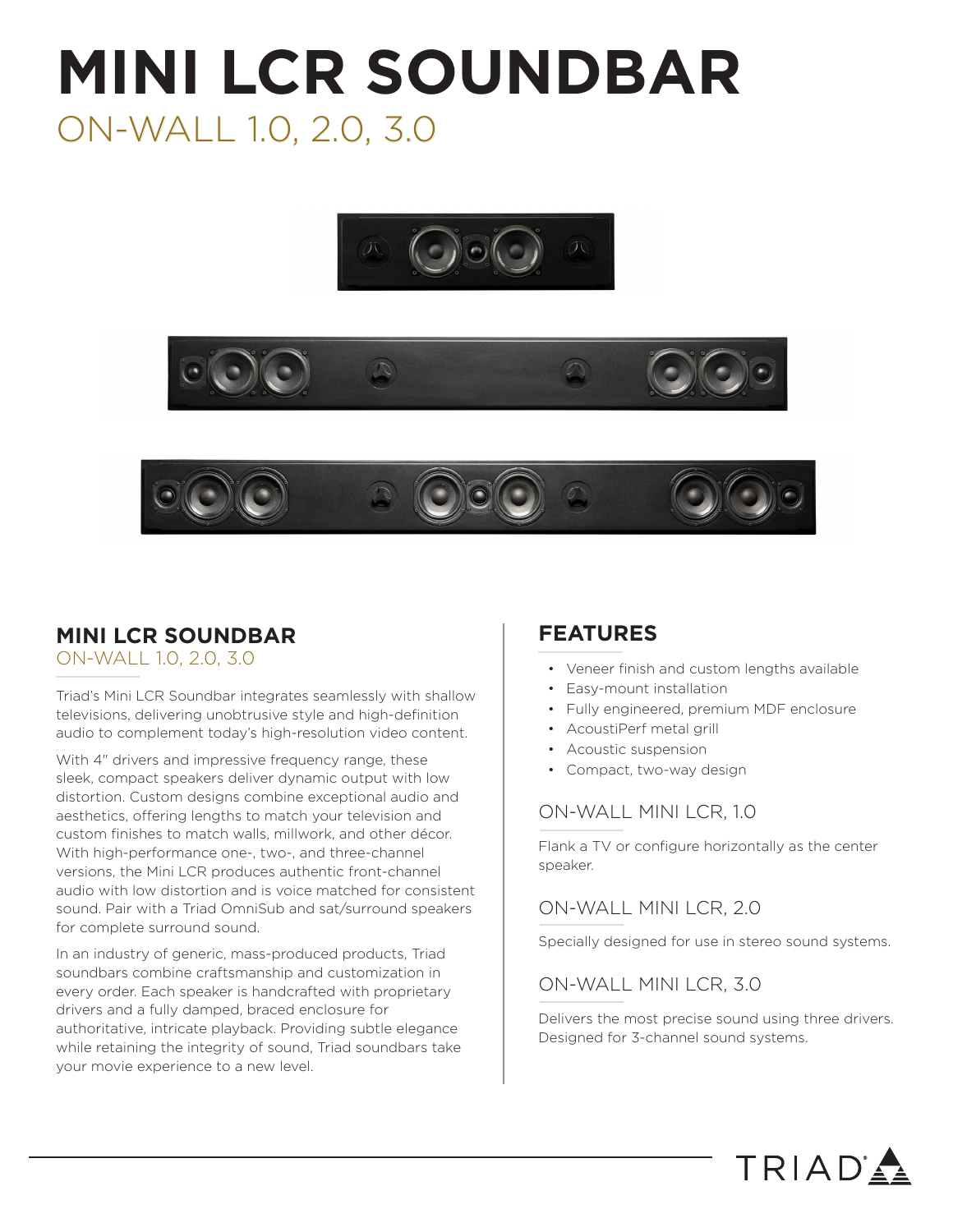# MINI LCR SOUNDBAR

ON-WALL 1.0, 2.0, 3.0

## MINI LCR SOUNDBAR

ON-WALL 1.0, 2.0, 3.0

Triad's Mini LCR Soundbar integrates seamlessly with shallow televisions, delivering unobtrusive style and high-definition audio to complement today's high-resolution video content.

With 4" drivers and impressive frequency range, these sleek, compact speakers deliver dynamic output with low distortion. Custom designs combine exceptional audio and aesthetics, offering lengths to match your television and custom finishes to match walls, millwork, and other décor. With high-performance one-, two-, and three-channel versions, the Mini LCR produces authentic front-channel audio with low distortion and is voice matched for consistent sound. Pair with a Triad OmniSub and sat/surround speakers for complete surround sound.

In an industry of generic, mass-produced products, Triad soundbars combine craftsmanship and customization in every order. Each speaker is handcrafted with proprietary drivers and a fully damped, braced enclosure for authoritative, intricate playback. Providing subtle elegance while retaining the integrity of sound, Triad soundbars take your movie experience to a new level.

## FEATURES

- Veneer finish and custom lengths available
- Easy-mount installation
- Fully engineered, premium MDF enclosure
- AcoustiPerf metal grill
- Acoustic suspension
- Compact, two-way design

### ON-WALL MINI LCR, 1.0

Flank a TV or configure horizontally as the center speaker.

### ON-WALL MINI LCR, 2.0

Specially designed for use in stereo sound systems.

### ON-WALL MINI LCR, 3.0

Delivers the most precise sound using three drivers. Designed for 3-channel sound systems.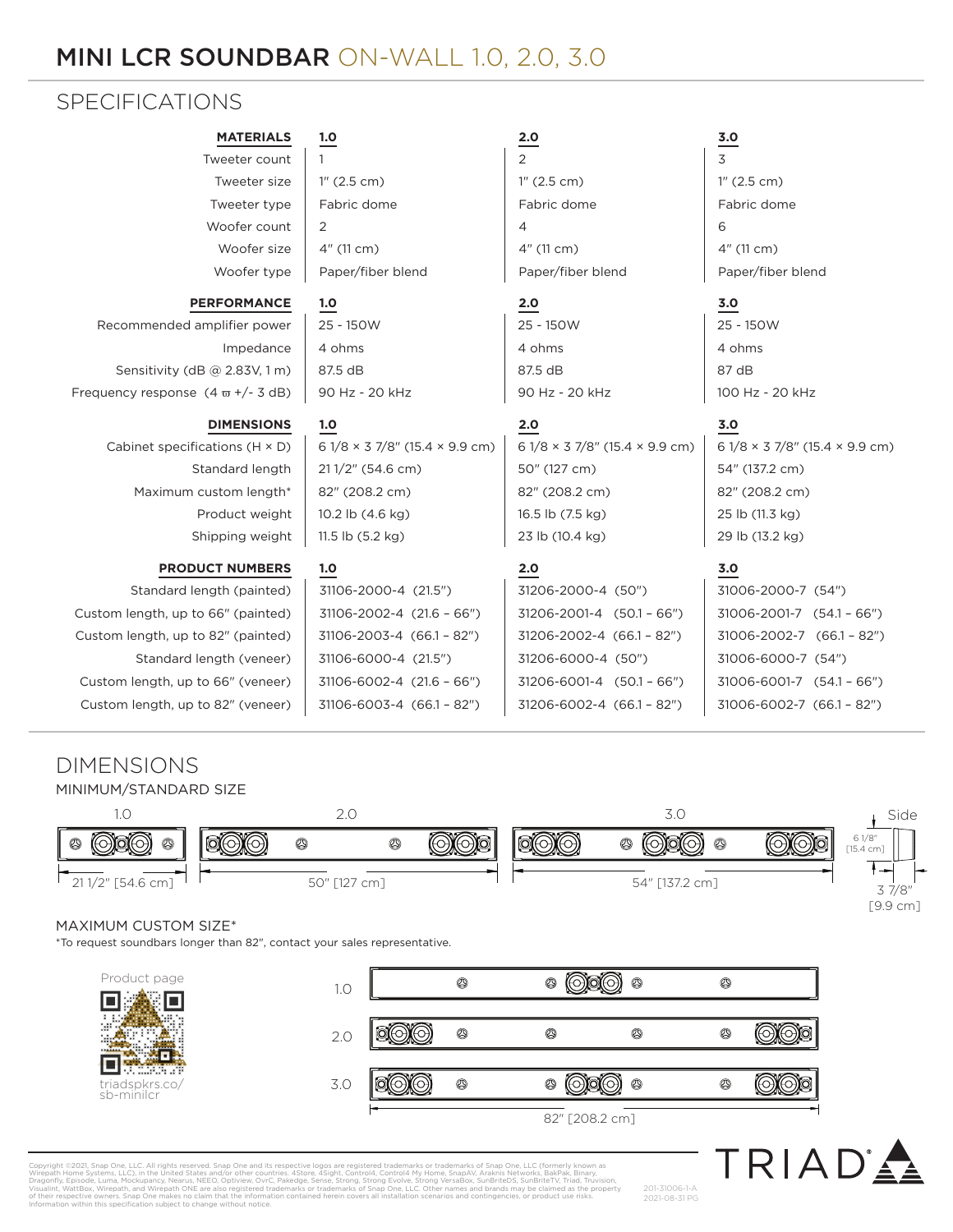# MINI LCR SOUNDBAR ON-WALL 1.0, 2.0, 3.0

## SPECIFICATIONS

| MATERIALS | 1.0 | 2.0 | 3.0 |
|---|---|---|---|
| Tweeter count | 1 | 2 | 3 |
| Tweeter size | 1″ (2.5 cm) | 1″ (2.5 cm) | 1″ (2.5 cm) |
| Tweeter type | Fabric dome | Fabric dome | Fabric dome |
| Woofer count | 2 | 4 | 6 |
| Woofer size | 4″ (11 cm) | 4″ (11 cm) | 4″ (11 cm) |
| Woofer type | Paper/fiber blend | Paper/fiber blend | Paper/fiber blend |
| **PERFORMANCE** | **1.0** | **2.0** | **3.0** |
| Recommended amplifier power | 25 - 150W | 25 - 150W | 25 - 150W |
| Impedance | 4 ohms | 4 ohms | 4 ohms |
| Sensitivity (dB @ 2.83V, 1 m) | 87.5 dB | 87.5 dB | 87 dB |
| Frequency response (4 ϖ +/- 3 dB) | 90 Hz - 20 kHz | 90 Hz - 20 kHz | 100 Hz - 20 kHz |
| **DIMENSIONS** | **1.0** | **2.0** | **3.0** |
| Cabinet specifications (H × D) | 6 1/8 × 3 7/8″ (15.4 × 9.9 cm) | 6 1/8 × 3 7/8″ (15.4 × 9.9 cm) | 6 1/8 × 3 7/8″ (15.4 × 9.9 cm) |
| Standard length | 21 1/2″ (54.6 cm) | 50″ (127 cm) | 54″ (137.2 cm) |
| Maximum custom length* | 82″ (208.2 cm) | 82″ (208.2 cm) | 82″ (208.2 cm) |
| Product weight | 10.2 lb (4.6 kg) | 16.5 lb (7.5 kg) | 25 lb (11.3 kg) |
| Shipping weight | 11.5 lb (5.2 kg) | 23 lb (10.4 kg) | 29 lb (13.2 kg) |
| **PRODUCT NUMBERS** | **1.0** | **2.0** | **3.0** |
| Standard length (painted) | 31106-2000-4 (21.5″) | 31206-2000-4 (50″) | 31006-2000-7 (54″) |
| Custom length, up to 66″ (painted) | 31106-2002-4 (21.6 – 66″) | 31206-2001-4 (50.1 – 66″) | 31006-2001-7 (54.1 – 66″) |
| Custom length, up to 82″ (painted) | 31106-2003-4 (66.1 – 82″) | 31206-2002-4 (66.1 – 82″) | 31006-2002-7 (66.1 – 82″) |
| Standard length (veneer) | 31106-6000-4 (21.5″) | 31206-6000-4 (50″) | 31006-6000-7 (54″) |
| Custom length, up to 66″ (veneer) | 31106-6002-4 (21.6 – 66″) | 31206-6001-4 (50.1 – 66″) | 31006-6001-7 (54.1 – 66″) |
| Custom length, up to 82″ (veneer) | 31106-6003-4 (66.1 – 82″) | 31206-6002-4 (66.1 – 82″) | 31006-6002-7 (66.1 – 82″) |

## DIMENSIONS

### MINIMUM/STANDARD SIZE

1.0
21 1/2″ [54.6 cm]

2.0
50″ [127 cm]

3.0
54″ [137.2 cm]

Side
6 1/8″ [15.4 cm]
3 7/8″ [9.9 cm]

### MAXIMUM CUSTOM SIZE*

*To request soundbars longer than 82″, contact your sales representative.

Product page
triadspkrs.co/sb-minilcr

1.0
2.0
3.0
82″ [208.2 cm]

TRIAD

Copyright ©2021, Snap One, LLC. All rights reserved. Snap One and its respective logos are registered trademarks or trademarks of Snap One, LLC (formerly known as Wirepath Home Systems, LLC), in the United States and/or other countries. 4Store, 4Sight, Control4, Control4 My Home, SnapAV, Araknis Networks, BakPak, Binary, Dragonfly, Episode, Luma, Mockupancy, Nearus, NEEO, Optiview, OvrC, Pakedge, Sense, Strong, Strong Evolve, Strong VersaBox, SunBriteDS, SunBriteTV, Triad, Truvision, Visualint, WattBox, Wirepath, and Wirepath ONE are also registered trademarks or trademarks of Snap One, LLC. Other names and brands may be claimed as the property of their respective owners. Snap One makes no claim that the information contained herein covers all installation scenarios and contingencies, or product use risks. Information within this specification subject to change without notice.

201-31006-1-A
2021-08-31 PG